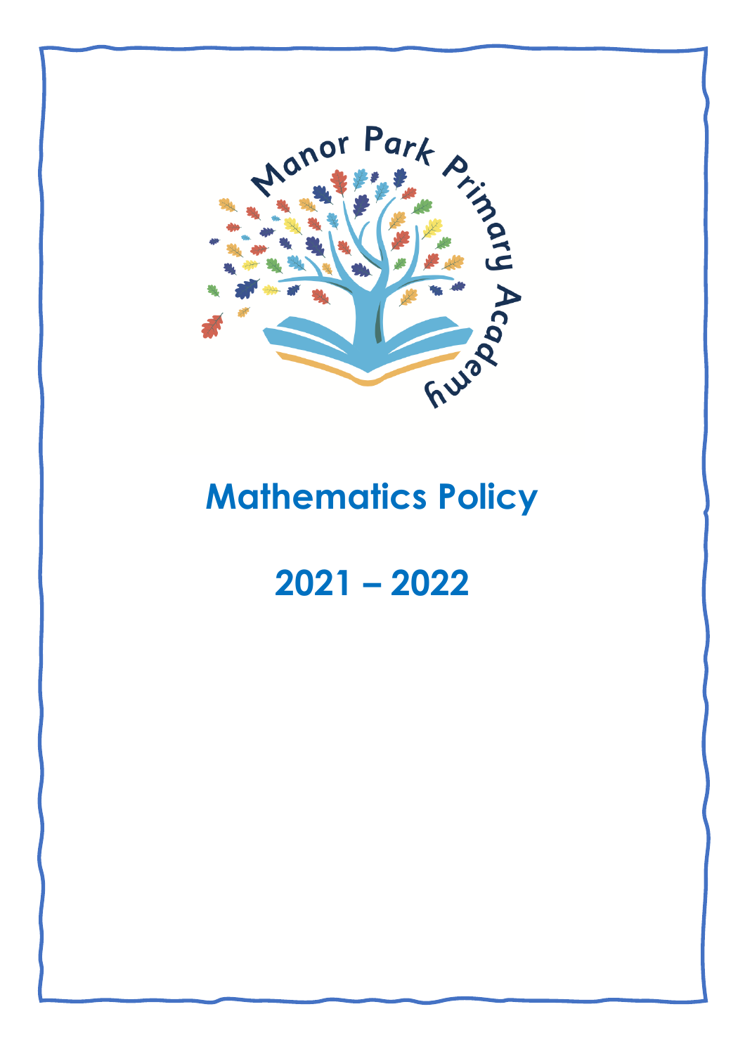Manor Park Primary Academy

# Mathematics Policy

## 2021 – 2022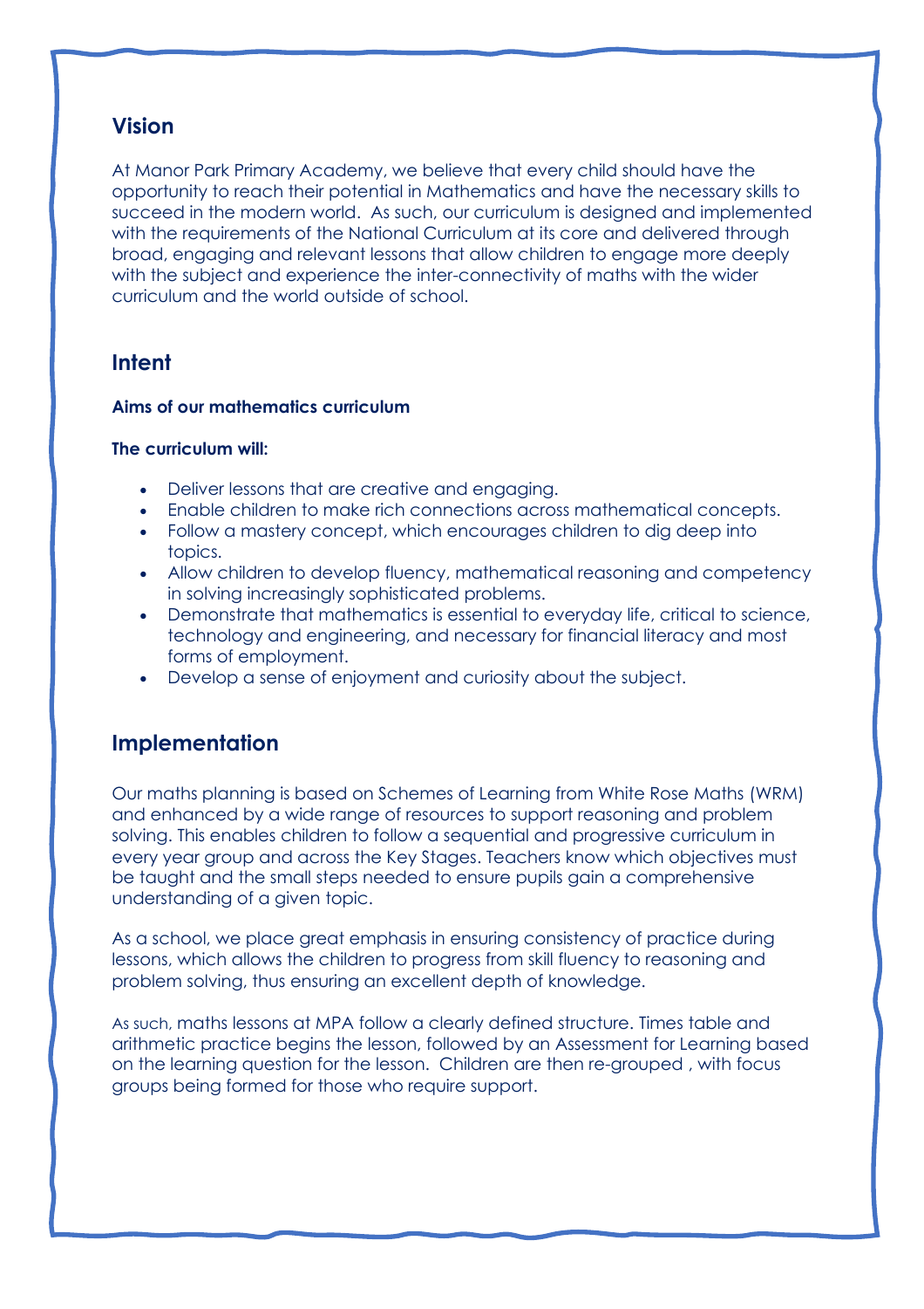## Vision

At Manor Park Primary Academy, we believe that every child should have the opportunity to reach their potential in Mathematics and have the necessary skills to succeed in the modern world. As such, our curriculum is designed and implemented with the requirements of the National Curriculum at its core and delivered through broad, engaging and relevant lessons that allow children to engage more deeply with the subject and experience the inter-connectivity of maths with the wider curriculum and the world outside of school.

## Intent

**Aims of our mathematics curriculum**

**The curriculum will:**

- Deliver lessons that are creative and engaging.
- Enable children to make rich connections across mathematical concepts.
- Follow a mastery concept, which encourages children to dig deep into topics.
- Allow children to develop fluency, mathematical reasoning and competency in solving increasingly sophisticated problems.
- Demonstrate that mathematics is essential to everyday life, critical to science, technology and engineering, and necessary for financial literacy and most forms of employment.
- Develop a sense of enjoyment and curiosity about the subject.

## Implementation

Our maths planning is based on Schemes of Learning from White Rose Maths (WRM) and enhanced by a wide range of resources to support reasoning and problem solving. This enables children to follow a sequential and progressive curriculum in every year group and across the Key Stages. Teachers know which objectives must be taught and the small steps needed to ensure pupils gain a comprehensive understanding of a given topic.

As a school, we place great emphasis in ensuring consistency of practice during lessons, which allows the children to progress from skill fluency to reasoning and problem solving, thus ensuring an excellent depth of knowledge.

As such, maths lessons at MPA follow a clearly defined structure. Times table and arithmetic practice begins the lesson, followed by an Assessment for Learning based on the learning question for the lesson. Children are then re-grouped , with focus groups being formed for those who require support.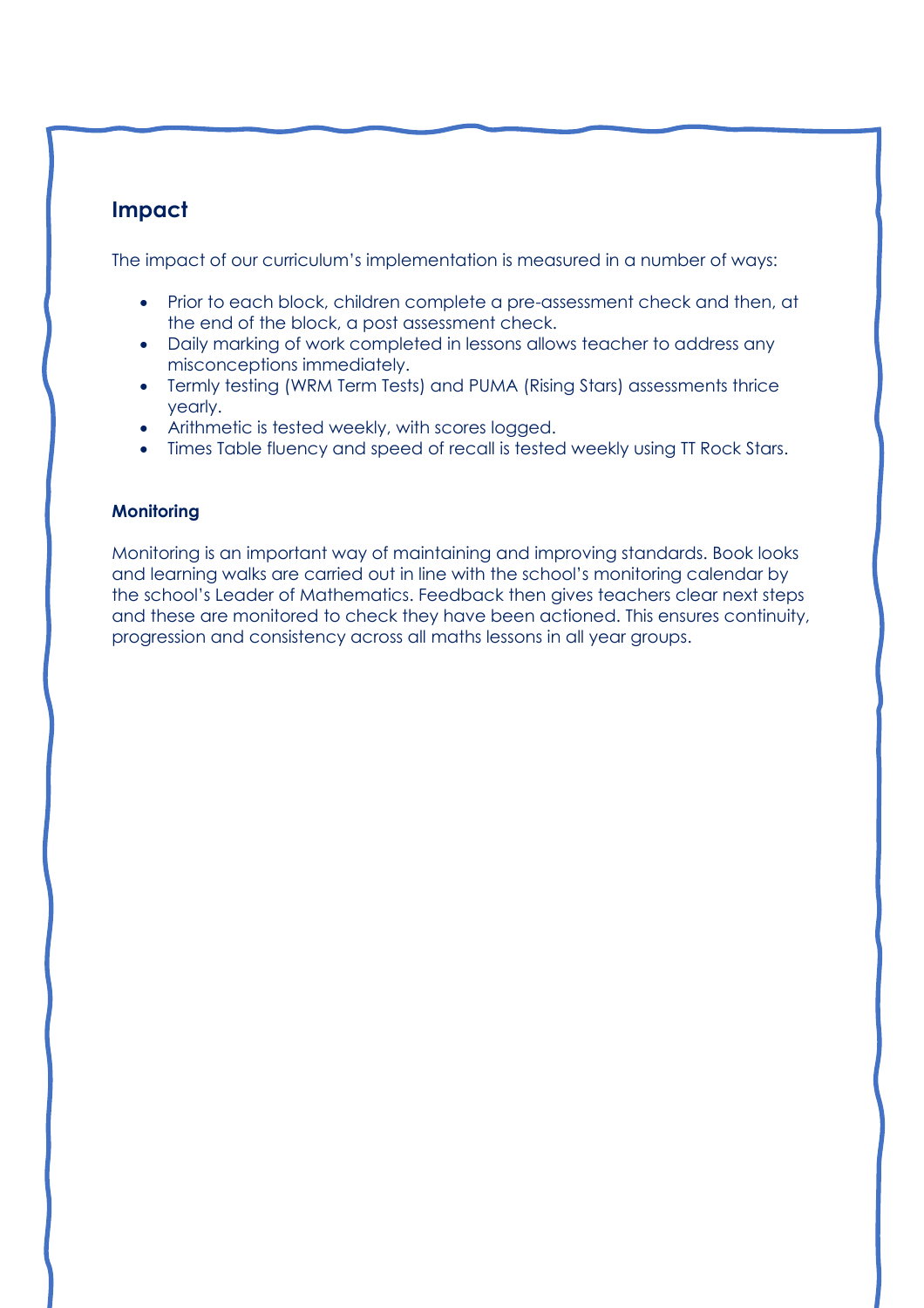## Impact

The impact of our curriculum's implementation is measured in a number of ways:

- Prior to each block, children complete a pre-assessment check and then, at the end of the block, a post assessment check.
- Daily marking of work completed in lessons allows teacher to address any misconceptions immediately.
- Termly testing (WRM Term Tests) and PUMA (Rising Stars) assessments thrice yearly.
- Arithmetic is tested weekly, with scores logged.
- Times Table fluency and speed of recall is tested weekly using TT Rock Stars.

### Monitoring

Monitoring is an important way of maintaining and improving standards. Book looks and learning walks are carried out in line with the school's monitoring calendar by the school's Leader of Mathematics. Feedback then gives teachers clear next steps and these are monitored to check they have been actioned. This ensures continuity, progression and consistency across all maths lessons in all year groups.